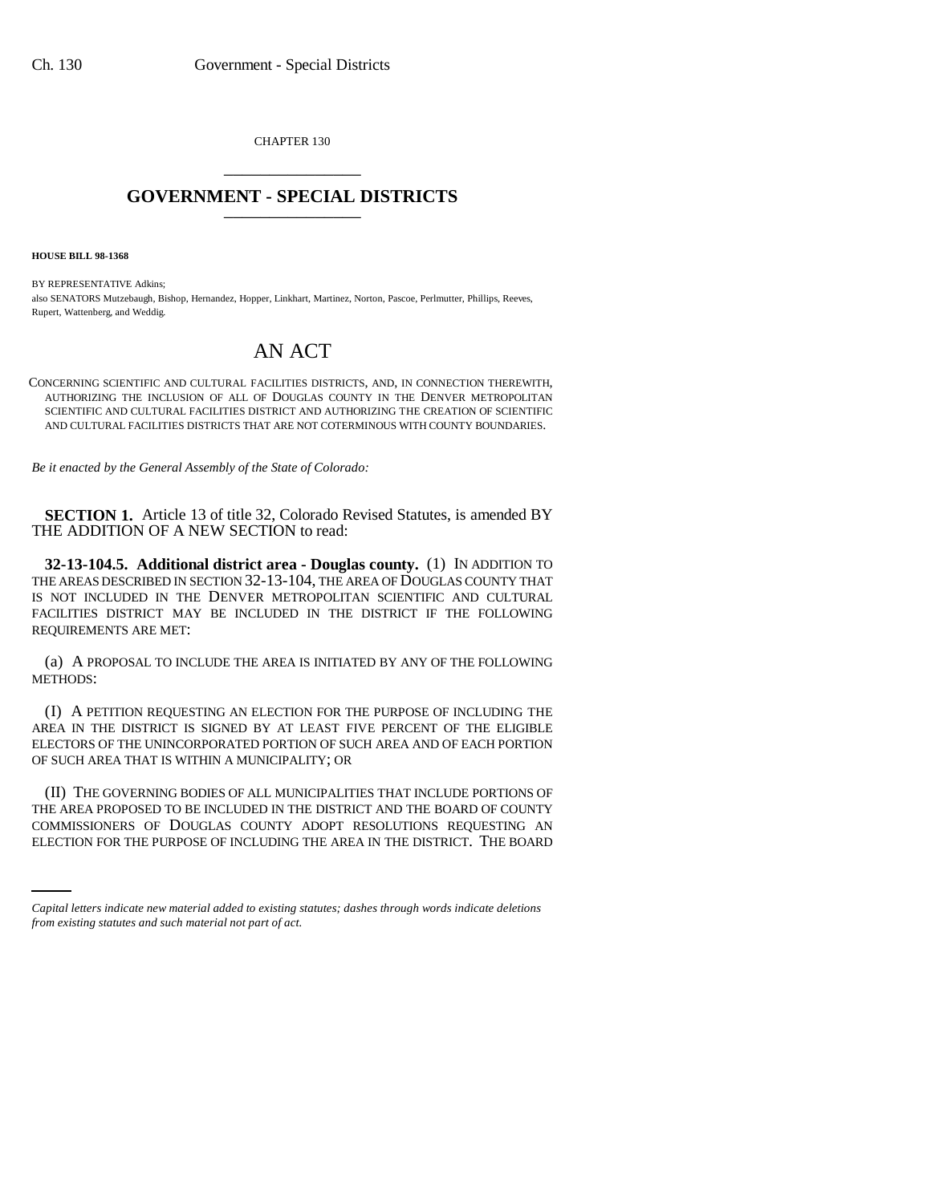CHAPTER 130

# GOVERNMENT - SPECIAL DISTRICTS

**HOUSE BILL 98-1368**

BY REPRESENTATIVE Adkins;
also SENATORS Mutzebaugh, Bishop, Hernandez, Hopper, Linkhart, Martinez, Norton, Pascoe, Perlmutter, Phillips, Reeves, Rupert, Wattenberg, and Weddig.

## AN ACT

CONCERNING SCIENTIFIC AND CULTURAL FACILITIES DISTRICTS, AND, IN CONNECTION THEREWITH, AUTHORIZING THE INCLUSION OF ALL OF DOUGLAS COUNTY IN THE DENVER METROPOLITAN SCIENTIFIC AND CULTURAL FACILITIES DISTRICT AND AUTHORIZING THE CREATION OF SCIENTIFIC AND CULTURAL FACILITIES DISTRICTS THAT ARE NOT COTERMINOUS WITH COUNTY BOUNDARIES.

*Be it enacted by the General Assembly of the State of Colorado:*

**SECTION 1.** Article 13 of title 32, Colorado Revised Statutes, is amended BY THE ADDITION OF A NEW SECTION to read:

**32-13-104.5. Additional district area - Douglas county.** (1) IN ADDITION TO THE AREAS DESCRIBED IN SECTION 32-13-104, THE AREA OF DOUGLAS COUNTY THAT IS NOT INCLUDED IN THE DENVER METROPOLITAN SCIENTIFIC AND CULTURAL FACILITIES DISTRICT MAY BE INCLUDED IN THE DISTRICT IF THE FOLLOWING REQUIREMENTS ARE MET:

(a) A PROPOSAL TO INCLUDE THE AREA IS INITIATED BY ANY OF THE FOLLOWING METHODS:

(I) A PETITION REQUESTING AN ELECTION FOR THE PURPOSE OF INCLUDING THE AREA IN THE DISTRICT IS SIGNED BY AT LEAST FIVE PERCENT OF THE ELIGIBLE ELECTORS OF THE UNINCORPORATED PORTION OF SUCH AREA AND OF EACH PORTION OF SUCH AREA THAT IS WITHIN A MUNICIPALITY; OR

(II) THE GOVERNING BODIES OF ALL MUNICIPALITIES THAT INCLUDE PORTIONS OF THE AREA PROPOSED TO BE INCLUDED IN THE DISTRICT AND THE BOARD OF COUNTY COMMISSIONERS OF DOUGLAS COUNTY ADOPT RESOLUTIONS REQUESTING AN ELECTION FOR THE PURPOSE OF INCLUDING THE AREA IN THE DISTRICT. THE BOARD

*Capital letters indicate new material added to existing statutes; dashes through words indicate deletions from existing statutes and such material not part of act.*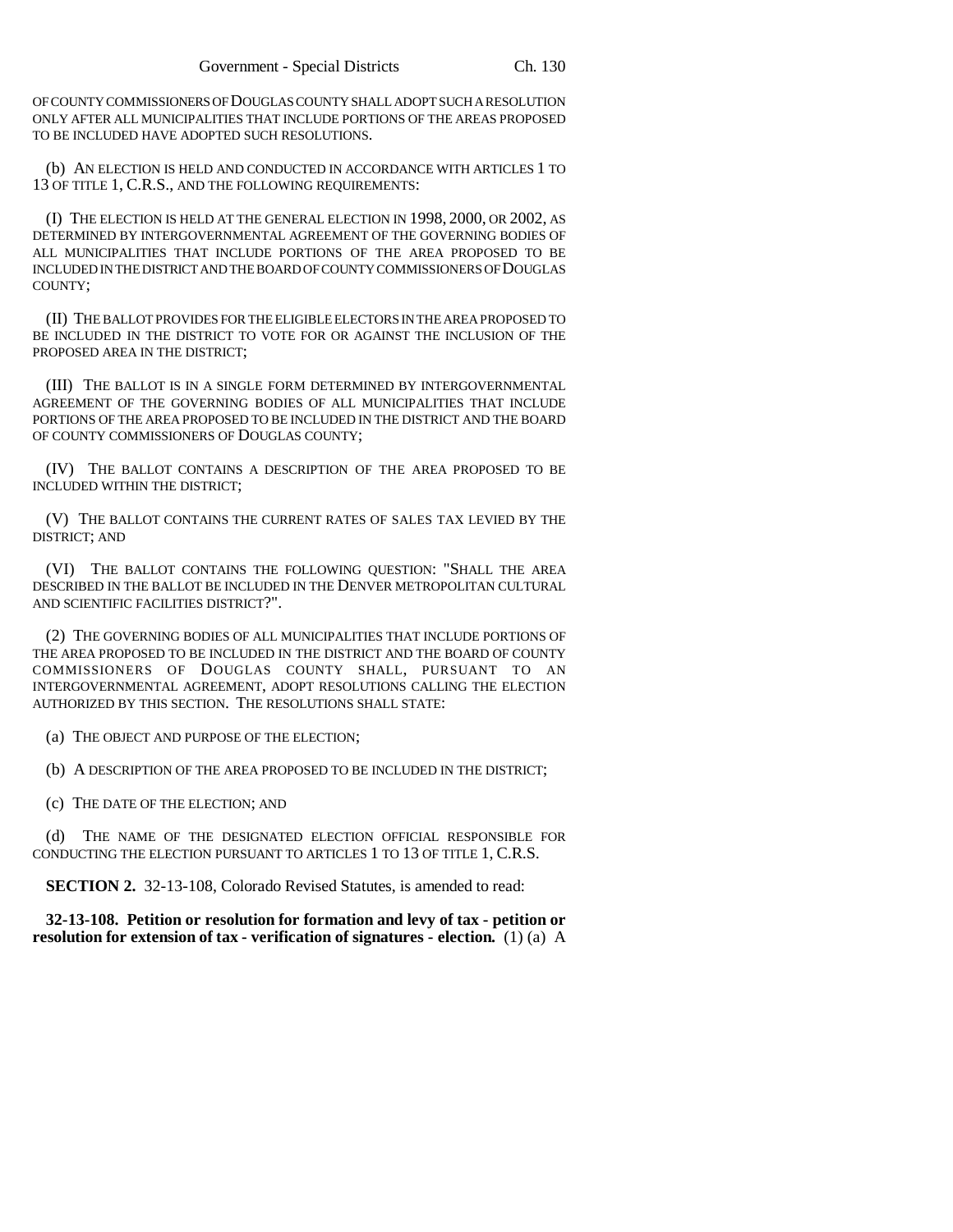OF COUNTY COMMISSIONERS OF DOUGLAS COUNTY SHALL ADOPT SUCH A RESOLUTION ONLY AFTER ALL MUNICIPALITIES THAT INCLUDE PORTIONS OF THE AREAS PROPOSED TO BE INCLUDED HAVE ADOPTED SUCH RESOLUTIONS.

(b) AN ELECTION IS HELD AND CONDUCTED IN ACCORDANCE WITH ARTICLES 1 TO 13 OF TITLE 1, C.R.S., AND THE FOLLOWING REQUIREMENTS:

(I) THE ELECTION IS HELD AT THE GENERAL ELECTION IN 1998, 2000, OR 2002, AS DETERMINED BY INTERGOVERNMENTAL AGREEMENT OF THE GOVERNING BODIES OF ALL MUNICIPALITIES THAT INCLUDE PORTIONS OF THE AREA PROPOSED TO BE INCLUDED IN THE DISTRICT AND THE BOARD OF COUNTY COMMISSIONERS OF DOUGLAS COUNTY;

(II) THE BALLOT PROVIDES FOR THE ELIGIBLE ELECTORS IN THE AREA PROPOSED TO BE INCLUDED IN THE DISTRICT TO VOTE FOR OR AGAINST THE INCLUSION OF THE PROPOSED AREA IN THE DISTRICT;

(III) THE BALLOT IS IN A SINGLE FORM DETERMINED BY INTERGOVERNMENTAL AGREEMENT OF THE GOVERNING BODIES OF ALL MUNICIPALITIES THAT INCLUDE PORTIONS OF THE AREA PROPOSED TO BE INCLUDED IN THE DISTRICT AND THE BOARD OF COUNTY COMMISSIONERS OF DOUGLAS COUNTY;

(IV) THE BALLOT CONTAINS A DESCRIPTION OF THE AREA PROPOSED TO BE INCLUDED WITHIN THE DISTRICT;

(V) THE BALLOT CONTAINS THE CURRENT RATES OF SALES TAX LEVIED BY THE DISTRICT; AND

(VI) THE BALLOT CONTAINS THE FOLLOWING QUESTION: "SHALL THE AREA DESCRIBED IN THE BALLOT BE INCLUDED IN THE DENVER METROPOLITAN CULTURAL AND SCIENTIFIC FACILITIES DISTRICT?".

(2) THE GOVERNING BODIES OF ALL MUNICIPALITIES THAT INCLUDE PORTIONS OF THE AREA PROPOSED TO BE INCLUDED IN THE DISTRICT AND THE BOARD OF COUNTY COMMISSIONERS OF DOUGLAS COUNTY SHALL, PURSUANT TO AN INTERGOVERNMENTAL AGREEMENT, ADOPT RESOLUTIONS CALLING THE ELECTION AUTHORIZED BY THIS SECTION. THE RESOLUTIONS SHALL STATE:

(a) THE OBJECT AND PURPOSE OF THE ELECTION;

(b) A DESCRIPTION OF THE AREA PROPOSED TO BE INCLUDED IN THE DISTRICT;

(c) THE DATE OF THE ELECTION; AND

(d) THE NAME OF THE DESIGNATED ELECTION OFFICIAL RESPONSIBLE FOR CONDUCTING THE ELECTION PURSUANT TO ARTICLES 1 TO 13 OF TITLE 1, C.R.S.

**SECTION 2.** 32-13-108, Colorado Revised Statutes, is amended to read:

**32-13-108. Petition or resolution for formation and levy of tax - petition or resolution for extension of tax - verification of signatures - election.** (1) (a) A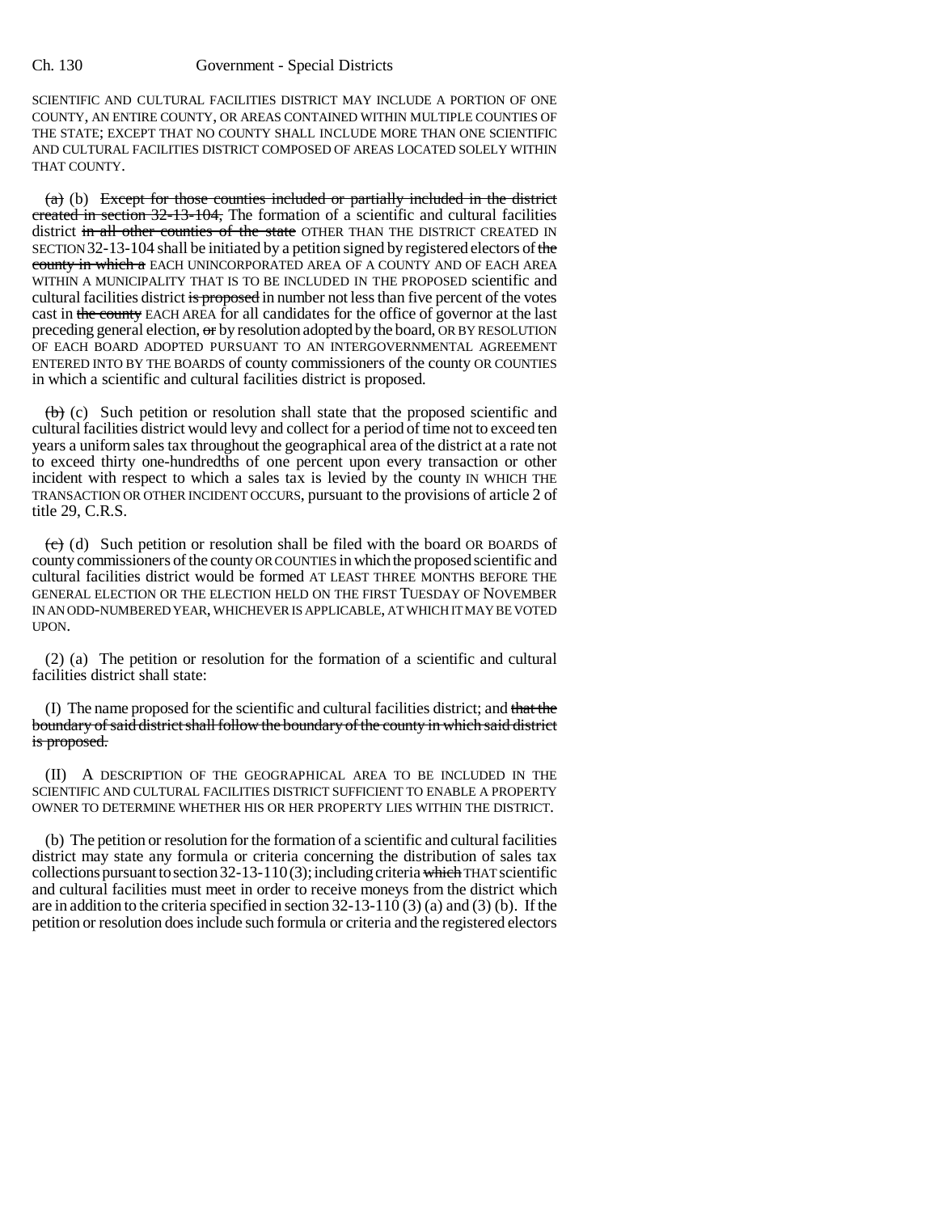SCIENTIFIC AND CULTURAL FACILITIES DISTRICT MAY INCLUDE A PORTION OF ONE COUNTY, AN ENTIRE COUNTY, OR AREAS CONTAINED WITHIN MULTIPLE COUNTIES OF THE STATE; EXCEPT THAT NO COUNTY SHALL INCLUDE MORE THAN ONE SCIENTIFIC AND CULTURAL FACILITIES DISTRICT COMPOSED OF AREAS LOCATED SOLELY WITHIN THAT COUNTY.

~~(a)~~ (b) ~~Except for those counties included or partially included in the district created in section 32-13-104,~~ The formation of a scientific and cultural facilities district ~~in all other counties of the state~~ OTHER THAN THE DISTRICT CREATED IN SECTION 32-13-104 shall be initiated by a petition signed by registered electors of ~~the county in which a~~ EACH UNINCORPORATED AREA OF A COUNTY AND OF EACH AREA WITHIN A MUNICIPALITY THAT IS TO BE INCLUDED IN THE PROPOSED scientific and cultural facilities district ~~is proposed~~ in number not less than five percent of the votes cast in ~~the county~~ EACH AREA for all candidates for the office of governor at the last preceding general election, ~~or~~ by resolution adopted by the board, OR BY RESOLUTION OF EACH BOARD ADOPTED PURSUANT TO AN INTERGOVERNMENTAL AGREEMENT ENTERED INTO BY THE BOARDS of county commissioners of the county OR COUNTIES in which a scientific and cultural facilities district is proposed.

~~(b)~~ (c) Such petition or resolution shall state that the proposed scientific and cultural facilities district would levy and collect for a period of time not to exceed ten years a uniform sales tax throughout the geographical area of the district at a rate not to exceed thirty one-hundredths of one percent upon every transaction or other incident with respect to which a sales tax is levied by the county IN WHICH THE TRANSACTION OR OTHER INCIDENT OCCURS, pursuant to the provisions of article 2 of title 29, C.R.S.

~~(c)~~ (d) Such petition or resolution shall be filed with the board OR BOARDS of county commissioners of the county OR COUNTIES in which the proposed scientific and cultural facilities district would be formed AT LEAST THREE MONTHS BEFORE THE GENERAL ELECTION OR THE ELECTION HELD ON THE FIRST TUESDAY OF NOVEMBER IN AN ODD-NUMBERED YEAR, WHICHEVER IS APPLICABLE, AT WHICH IT MAY BE VOTED UPON.

(2) (a) The petition or resolution for the formation of a scientific and cultural facilities district shall state:

(I) The name proposed for the scientific and cultural facilities district; and ~~that the boundary of said district shall follow the boundary of the county in which said district is proposed.~~

(II) A DESCRIPTION OF THE GEOGRAPHICAL AREA TO BE INCLUDED IN THE SCIENTIFIC AND CULTURAL FACILITIES DISTRICT SUFFICIENT TO ENABLE A PROPERTY OWNER TO DETERMINE WHETHER HIS OR HER PROPERTY LIES WITHIN THE DISTRICT.

(b) The petition or resolution for the formation of a scientific and cultural facilities district may state any formula or criteria concerning the distribution of sales tax collections pursuant to section 32-13-110 (3); including criteria ~~which~~ THAT scientific and cultural facilities must meet in order to receive moneys from the district which are in addition to the criteria specified in section 32-13-110 (3) (a) and (3) (b). If the petition or resolution does include such formula or criteria and the registered electors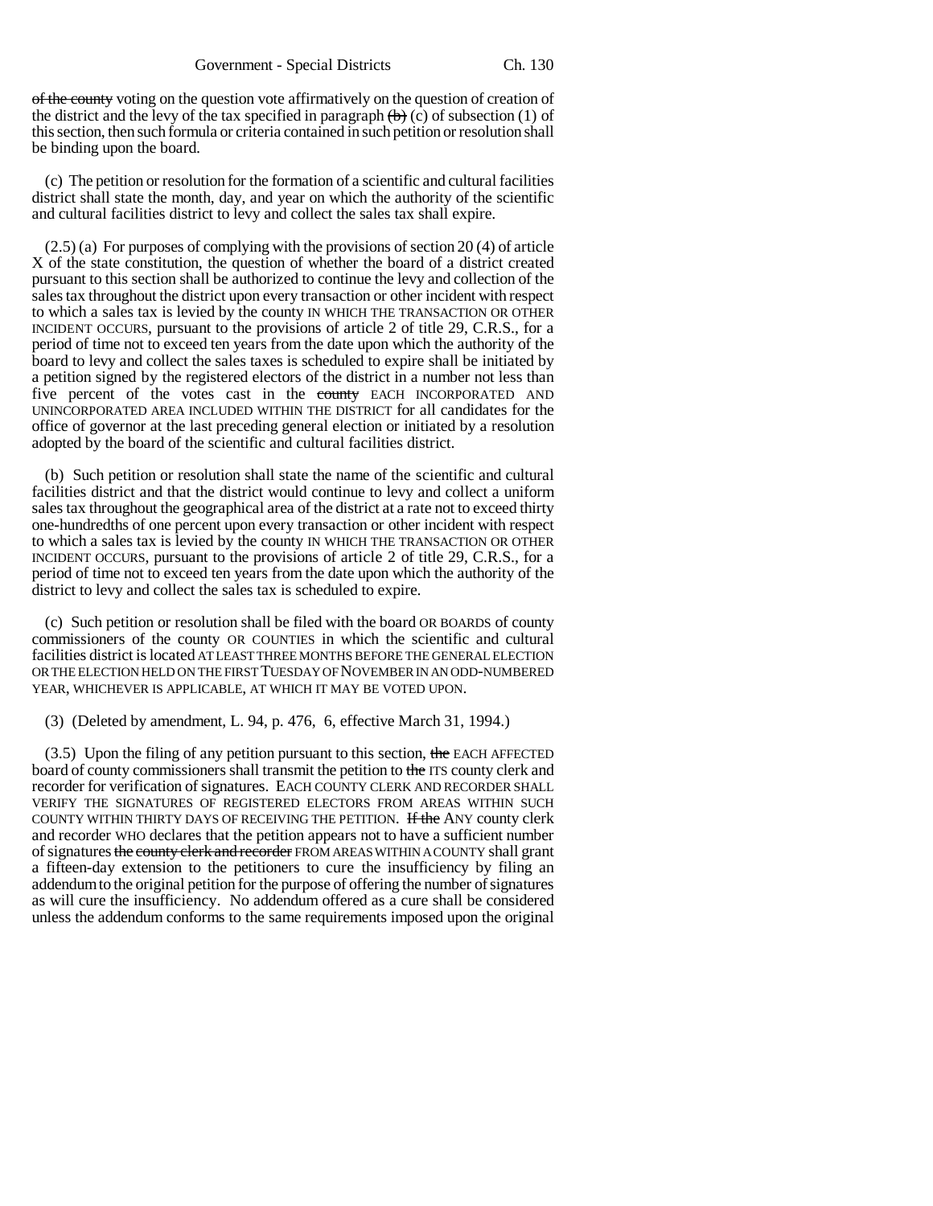~~of the county~~ voting on the question vote affirmatively on the question of creation of the district and the levy of the tax specified in paragraph ~~(b)~~ (c) of subsection (1) of this section, then such formula or criteria contained in such petition or resolution shall be binding upon the board.

(c) The petition or resolution for the formation of a scientific and cultural facilities district shall state the month, day, and year on which the authority of the scientific and cultural facilities district to levy and collect the sales tax shall expire.

(2.5) (a) For purposes of complying with the provisions of section 20 (4) of article X of the state constitution, the question of whether the board of a district created pursuant to this section shall be authorized to continue the levy and collection of the sales tax throughout the district upon every transaction or other incident with respect to which a sales tax is levied by the county IN WHICH THE TRANSACTION OR OTHER INCIDENT OCCURS, pursuant to the provisions of article 2 of title 29, C.R.S., for a period of time not to exceed ten years from the date upon which the authority of the board to levy and collect the sales taxes is scheduled to expire shall be initiated by a petition signed by the registered electors of the district in a number not less than five percent of the votes cast in the ~~county~~ EACH INCORPORATED AND UNINCORPORATED AREA INCLUDED WITHIN THE DISTRICT for all candidates for the office of governor at the last preceding general election or initiated by a resolution adopted by the board of the scientific and cultural facilities district.

(b) Such petition or resolution shall state the name of the scientific and cultural facilities district and that the district would continue to levy and collect a uniform sales tax throughout the geographical area of the district at a rate not to exceed thirty one-hundredths of one percent upon every transaction or other incident with respect to which a sales tax is levied by the county IN WHICH THE TRANSACTION OR OTHER INCIDENT OCCURS, pursuant to the provisions of article 2 of title 29, C.R.S., for a period of time not to exceed ten years from the date upon which the authority of the district to levy and collect the sales tax is scheduled to expire.

(c) Such petition or resolution shall be filed with the board OR BOARDS of county commissioners of the county OR COUNTIES in which the scientific and cultural facilities district is located AT LEAST THREE MONTHS BEFORE THE GENERAL ELECTION OR THE ELECTION HELD ON THE FIRST TUESDAY OF NOVEMBER IN AN ODD-NUMBERED YEAR, WHICHEVER IS APPLICABLE, AT WHICH IT MAY BE VOTED UPON.

(3) (Deleted by amendment, L. 94, p. 476, 6, effective March 31, 1994.)

(3.5) Upon the filing of any petition pursuant to this section, ~~the~~ EACH AFFECTED board of county commissioners shall transmit the petition to ~~the~~ ITS county clerk and recorder for verification of signatures. EACH COUNTY CLERK AND RECORDER SHALL VERIFY THE SIGNATURES OF REGISTERED ELECTORS FROM AREAS WITHIN SUCH COUNTY WITHIN THIRTY DAYS OF RECEIVING THE PETITION. ~~If the~~ ANY county clerk and recorder WHO declares that the petition appears not to have a sufficient number of signatures ~~the county clerk and recorder~~ FROM AREAS WITHIN A COUNTY shall grant a fifteen-day extension to the petitioners to cure the insufficiency by filing an addendum to the original petition for the purpose of offering the number of signatures as will cure the insufficiency. No addendum offered as a cure shall be considered unless the addendum conforms to the same requirements imposed upon the original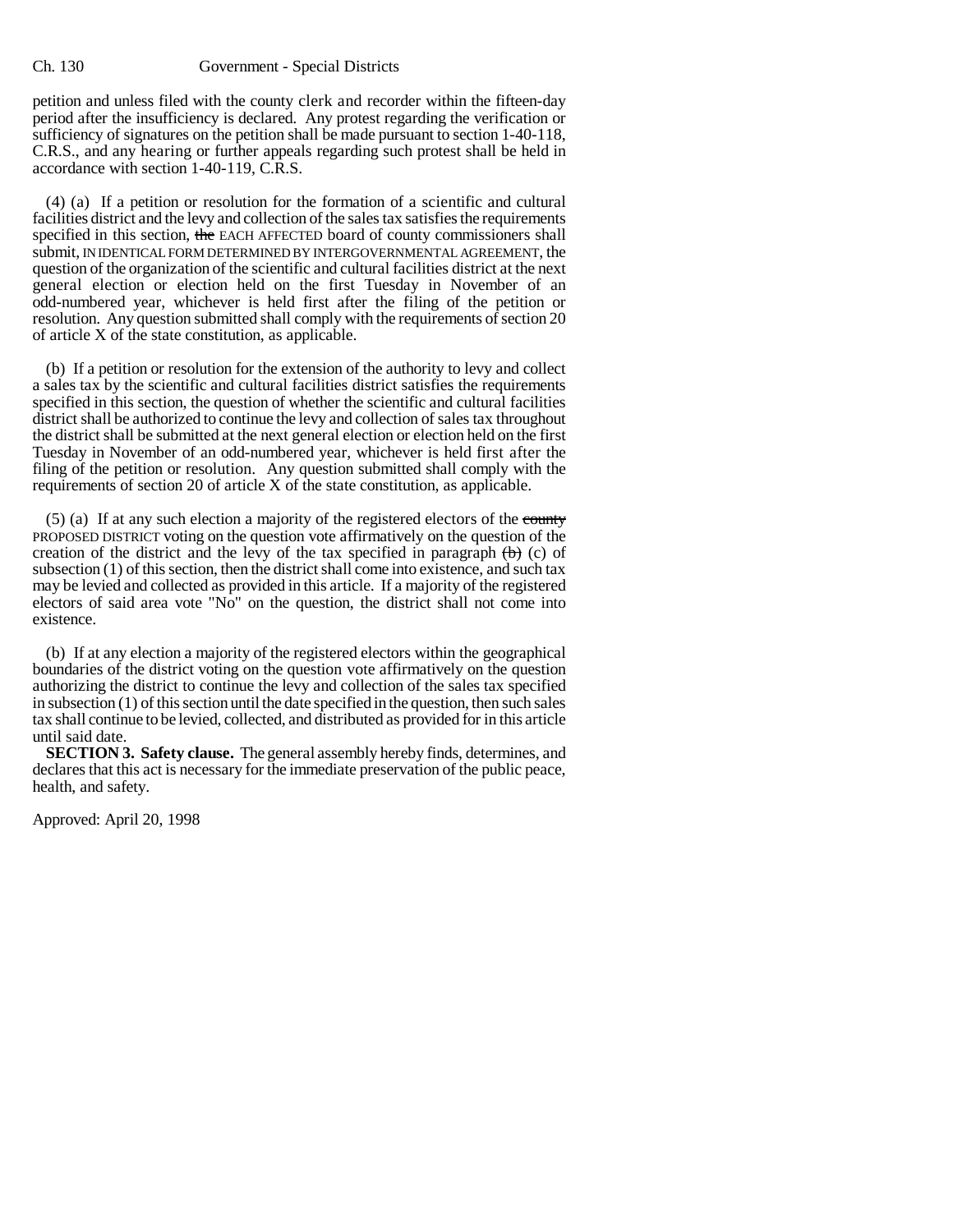petition and unless filed with the county clerk and recorder within the fifteen-day period after the insufficiency is declared. Any protest regarding the verification or sufficiency of signatures on the petition shall be made pursuant to section 1-40-118, C.R.S., and any hearing or further appeals regarding such protest shall be held in accordance with section 1-40-119, C.R.S.

(4) (a) If a petition or resolution for the formation of a scientific and cultural facilities district and the levy and collection of the sales tax satisfies the requirements specified in this section, ~~the~~ EACH AFFECTED board of county commissioners shall submit, IN IDENTICAL FORM DETERMINED BY INTERGOVERNMENTAL AGREEMENT, the question of the organization of the scientific and cultural facilities district at the next general election or election held on the first Tuesday in November of an odd-numbered year, whichever is held first after the filing of the petition or resolution. Any question submitted shall comply with the requirements of section 20 of article X of the state constitution, as applicable.

(b) If a petition or resolution for the extension of the authority to levy and collect a sales tax by the scientific and cultural facilities district satisfies the requirements specified in this section, the question of whether the scientific and cultural facilities district shall be authorized to continue the levy and collection of sales tax throughout the district shall be submitted at the next general election or election held on the first Tuesday in November of an odd-numbered year, whichever is held first after the filing of the petition or resolution. Any question submitted shall comply with the requirements of section 20 of article X of the state constitution, as applicable.

(5) (a) If at any such election a majority of the registered electors of the ~~county~~ PROPOSED DISTRICT voting on the question vote affirmatively on the question of the creation of the district and the levy of the tax specified in paragraph ~~(b)~~ (c) of subsection (1) of this section, then the district shall come into existence, and such tax may be levied and collected as provided in this article. If a majority of the registered electors of said area vote "No" on the question, the district shall not come into existence.

(b) If at any election a majority of the registered electors within the geographical boundaries of the district voting on the question vote affirmatively on the question authorizing the district to continue the levy and collection of the sales tax specified in subsection (1) of this section until the date specified in the question, then such sales tax shall continue to be levied, collected, and distributed as provided for in this article until said date.

**SECTION 3. Safety clause.** The general assembly hereby finds, determines, and declares that this act is necessary for the immediate preservation of the public peace, health, and safety.

Approved: April 20, 1998